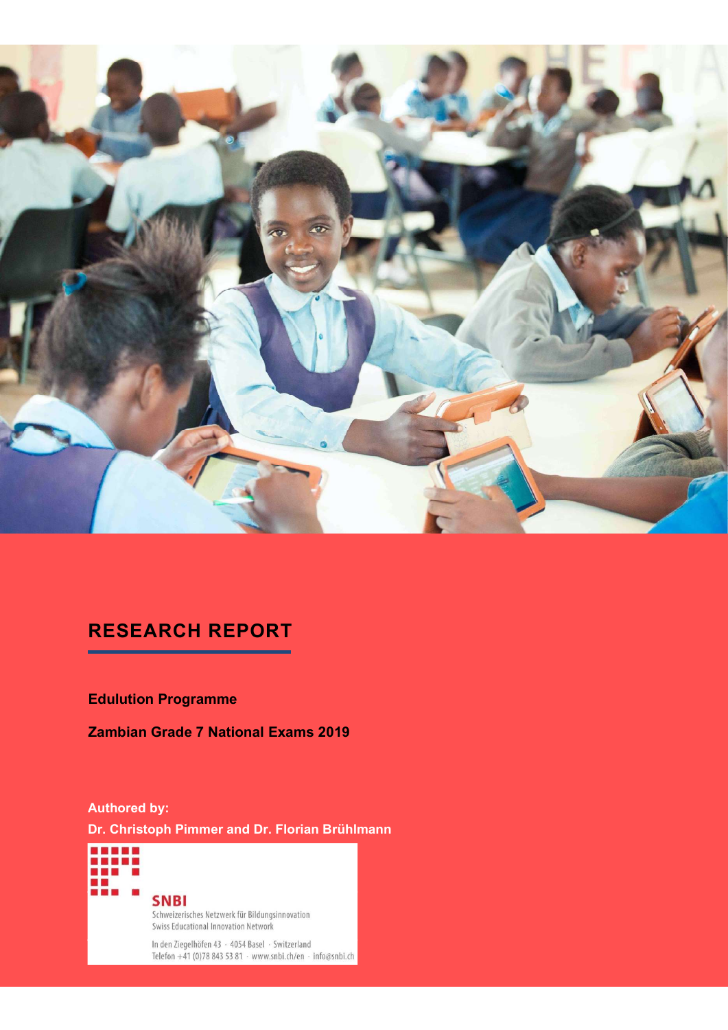# RESEARCH REPORT

**Edulution Programme**

**Zambian Grade 7 National Exams 2019**

**Authored by:**

**Dr. Christoph Pimmer and Dr. Florian Brühlmann**

SNBI
Schweizerisches Netzwerk für Bildungsinnovation
Swiss Educational Innovation Network

In den Ziegelhöfen 43 · 4054 Basel · Switzerland
Telefon +41 (0)78 843 53 81 · www.snbi.ch/en · info@snbi.ch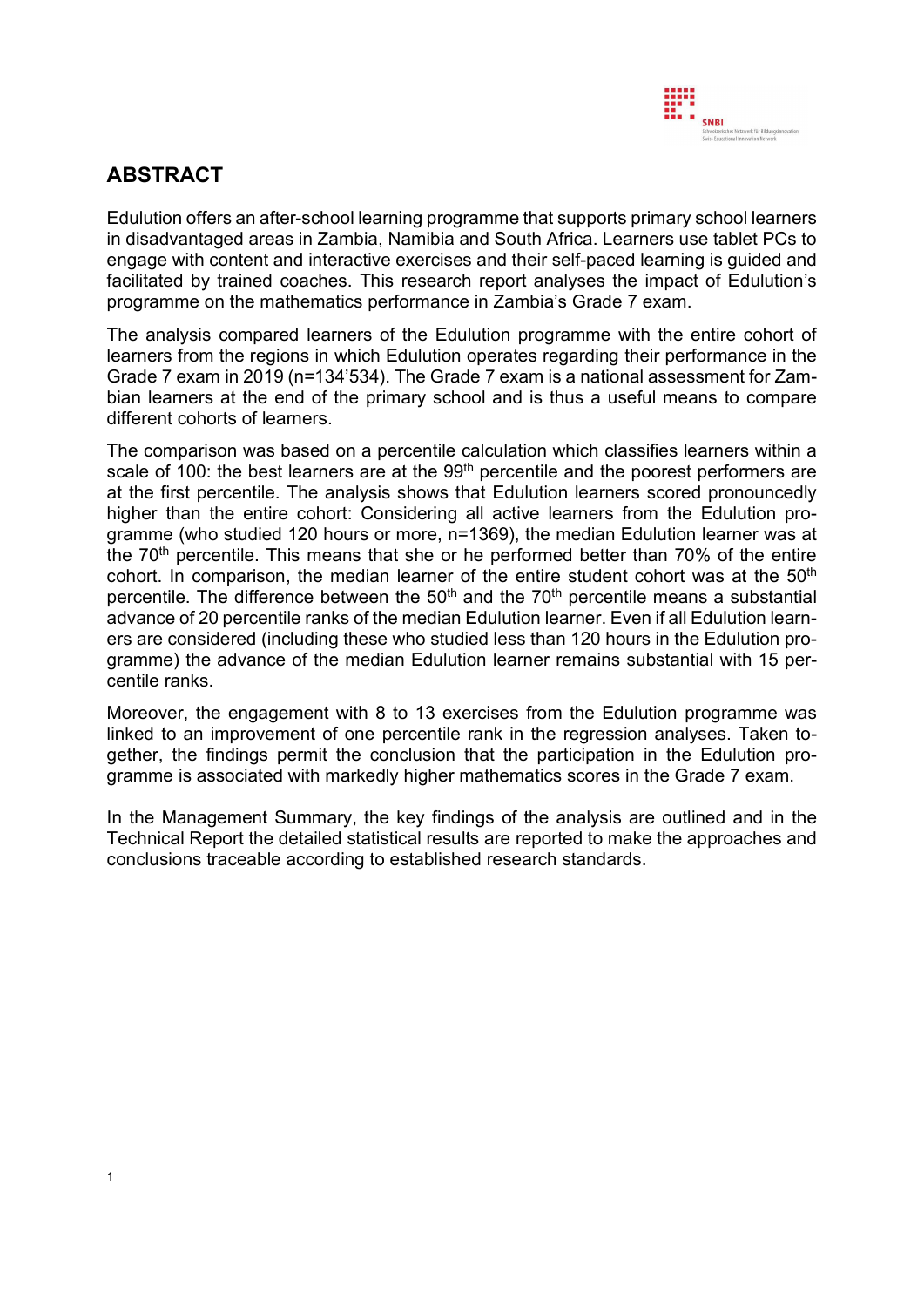## ABSTRACT

Edulution offers an after-school learning programme that supports primary school learners in disadvantaged areas in Zambia, Namibia and South Africa. Learners use tablet PCs to engage with content and interactive exercises and their self-paced learning is guided and facilitated by trained coaches. This research report analyses the impact of Edulution's programme on the mathematics performance in Zambia's Grade 7 exam.

The analysis compared learners of the Edulution programme with the entire cohort of learners from the regions in which Edulution operates regarding their performance in the Grade 7 exam in 2019 (n=134'534). The Grade 7 exam is a national assessment for Zambian learners at the end of the primary school and is thus a useful means to compare different cohorts of learners.

The comparison was based on a percentile calculation which classifies learners within a scale of 100: the best learners are at the 99th percentile and the poorest performers are at the first percentile. The analysis shows that Edulution learners scored pronouncedly higher than the entire cohort: Considering all active learners from the Edulution programme (who studied 120 hours or more, n=1369), the median Edulution learner was at the 70th percentile. This means that she or he performed better than 70% of the entire cohort. In comparison, the median learner of the entire student cohort was at the 50th percentile. The difference between the 50th and the 70th percentile means a substantial advance of 20 percentile ranks of the median Edulution learner. Even if all Edulution learners are considered (including these who studied less than 120 hours in the Edulution programme) the advance of the median Edulution learner remains substantial with 15 percentile ranks.

Moreover, the engagement with 8 to 13 exercises from the Edulution programme was linked to an improvement of one percentile rank in the regression analyses. Taken together, the findings permit the conclusion that the participation in the Edulution programme is associated with markedly higher mathematics scores in the Grade 7 exam.

In the Management Summary, the key findings of the analysis are outlined and in the Technical Report the detailed statistical results are reported to make the approaches and conclusions traceable according to established research standards.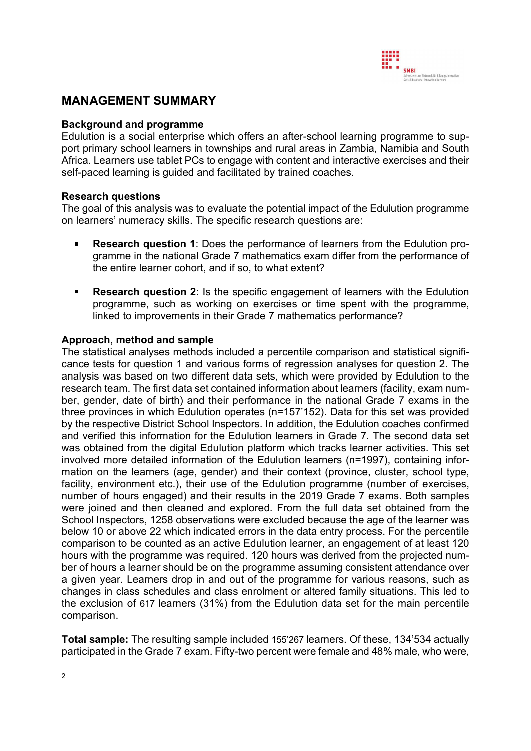## MANAGEMENT SUMMARY

### Background and programme

Edulution is a social enterprise which offers an after-school learning programme to support primary school learners in townships and rural areas in Zambia, Namibia and South Africa. Learners use tablet PCs to engage with content and interactive exercises and their self-paced learning is guided and facilitated by trained coaches.

### Research questions

The goal of this analysis was to evaluate the potential impact of the Edulution programme on learners' numeracy skills. The specific research questions are:

- **Research question 1**: Does the performance of learners from the Edulution programme in the national Grade 7 mathematics exam differ from the performance of the entire learner cohort, and if so, to what extent?
- **Research question 2**: Is the specific engagement of learners with the Edulution programme, such as working on exercises or time spent with the programme, linked to improvements in their Grade 7 mathematics performance?

### Approach, method and sample

The statistical analyses methods included a percentile comparison and statistical significance tests for question 1 and various forms of regression analyses for question 2. The analysis was based on two different data sets, which were provided by Edulution to the research team. The first data set contained information about learners (facility, exam number, gender, date of birth) and their performance in the national Grade 7 exams in the three provinces in which Edulution operates (n=157'152). Data for this set was provided by the respective District School Inspectors. In addition, the Edulution coaches confirmed and verified this information for the Edulution learners in Grade 7. The second data set was obtained from the digital Edulution platform which tracks learner activities. This set involved more detailed information of the Edulution learners (n=1997), containing information on the learners (age, gender) and their context (province, cluster, school type, facility, environment etc.), their use of the Edulution programme (number of exercises, number of hours engaged) and their results in the 2019 Grade 7 exams. Both samples were joined and then cleaned and explored. From the full data set obtained from the School Inspectors, 1258 observations were excluded because the age of the learner was below 10 or above 22 which indicated errors in the data entry process. For the percentile comparison to be counted as an active Edulution learner, an engagement of at least 120 hours with the programme was required. 120 hours was derived from the projected number of hours a learner should be on the programme assuming consistent attendance over a given year. Learners drop in and out of the programme for various reasons, such as changes in class schedules and class enrolment or altered family situations. This led to the exclusion of 617 learners (31%) from the Edulution data set for the main percentile comparison.

**Total sample:** The resulting sample included 155'267 learners. Of these, 134'534 actually participated in the Grade 7 exam. Fifty-two percent were female and 48% male, who were,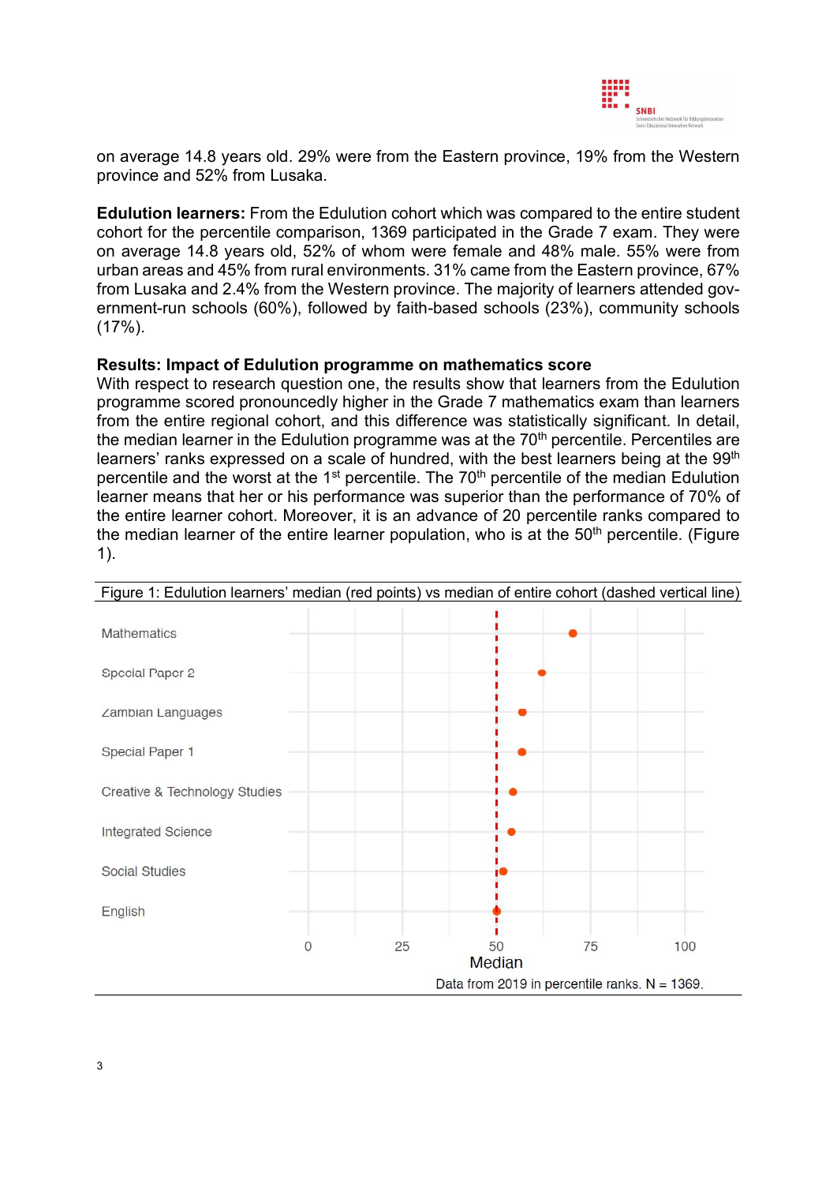on average 14.8 years old. 29% were from the Eastern province, 19% from the Western province and 52% from Lusaka.

**Edulution learners:** From the Edulution cohort which was compared to the entire student cohort for the percentile comparison, 1369 participated in the Grade 7 exam. They were on average 14.8 years old, 52% of whom were female and 48% male. 55% were from urban areas and 45% from rural environments. 31% came from the Eastern province, 67% from Lusaka and 2.4% from the Western province. The majority of learners attended government-run schools (60%), followed by faith-based schools (23%), community schools (17%).

**Results: Impact of Edulution programme on mathematics score**

With respect to research question one, the results show that learners from the Edulution programme scored pronouncedly higher in the Grade 7 mathematics exam than learners from the entire regional cohort, and this difference was statistically significant. In detail, the median learner in the Edulution programme was at the 70th percentile. Percentiles are learners' ranks expressed on a scale of hundred, with the best learners being at the 99th percentile and the worst at the 1st percentile. The 70th percentile of the median Edulution learner means that her or his performance was superior than the performance of 70% of the entire learner cohort. Moreover, it is an advance of 20 percentile ranks compared to the median learner of the entire learner population, who is at the 50th percentile. (Figure 1).

Figure 1: Edulution learners' median (red points) vs median of entire cohort (dashed vertical line)

| Subject | Edulution median (percentile rank, approx.) |
|---|---|
| Mathematics | 70 |
| Special Paper 2 | 62 |
| Zambian Languages | 57 |
| Special Paper 1 | 57 |
| Creative & Technology Studies | 54 |
| Integrated Science | 54 |
| Social Studies | 52 |
| English | 50 |

Median

Data from 2019 in percentile ranks. N = 1369.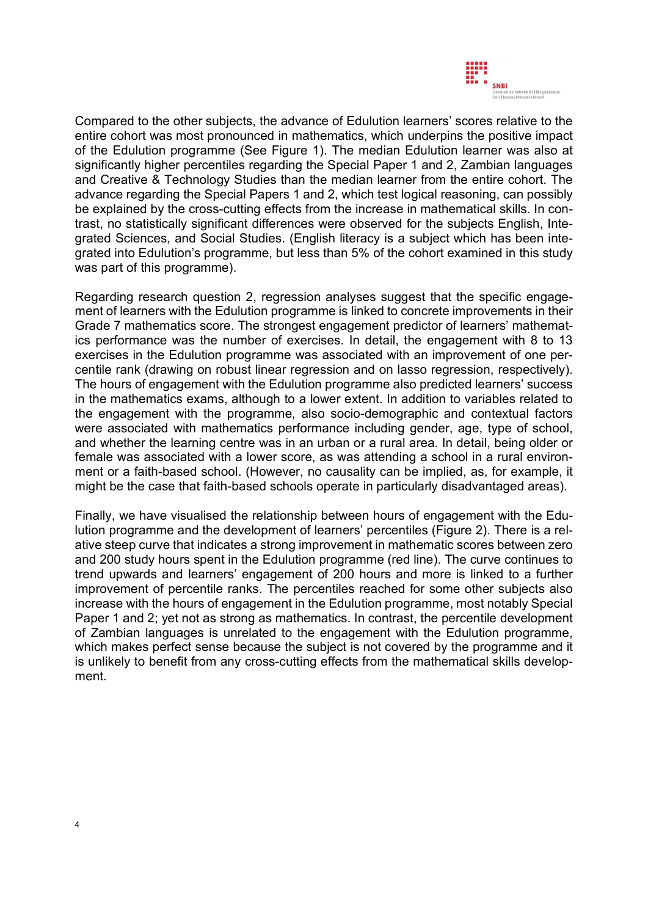Compared to the other subjects, the advance of Edulution learners' scores relative to the entire cohort was most pronounced in mathematics, which underpins the positive impact of the Edulution programme (See Figure 1). The median Edulution learner was also at significantly higher percentiles regarding the Special Paper 1 and 2, Zambian languages and Creative & Technology Studies than the median learner from the entire cohort. The advance regarding the Special Papers 1 and 2, which test logical reasoning, can possibly be explained by the cross-cutting effects from the increase in mathematical skills. In contrast, no statistically significant differences were observed for the subjects English, Integrated Sciences, and Social Studies. (English literacy is a subject which has been integrated into Edulution's programme, but less than 5% of the cohort examined in this study was part of this programme).

Regarding research question 2, regression analyses suggest that the specific engagement of learners with the Edulution programme is linked to concrete improvements in their Grade 7 mathematics score. The strongest engagement predictor of learners' mathematics performance was the number of exercises. In detail, the engagement with 8 to 13 exercises in the Edulution programme was associated with an improvement of one percentile rank (drawing on robust linear regression and on lasso regression, respectively). The hours of engagement with the Edulution programme also predicted learners' success in the mathematics exams, although to a lower extent. In addition to variables related to the engagement with the programme, also socio-demographic and contextual factors were associated with mathematics performance including gender, age, type of school, and whether the learning centre was in an urban or a rural area. In detail, being older or female was associated with a lower score, as was attending a school in a rural environment or a faith-based school. (However, no causality can be implied, as, for example, it might be the case that faith-based schools operate in particularly disadvantaged areas).

Finally, we have visualised the relationship between hours of engagement with the Edulution programme and the development of learners' percentiles (Figure 2). There is a relative steep curve that indicates a strong improvement in mathematic scores between zero and 200 study hours spent in the Edulution programme (red line). The curve continues to trend upwards and learners' engagement of 200 hours and more is linked to a further improvement of percentile ranks. The percentiles reached for some other subjects also increase with the hours of engagement in the Edulution programme, most notably Special Paper 1 and 2; yet not as strong as mathematics. In contrast, the percentile development of Zambian languages is unrelated to the engagement with the Edulution programme, which makes perfect sense because the subject is not covered by the programme and it is unlikely to benefit from any cross-cutting effects from the mathematical skills development.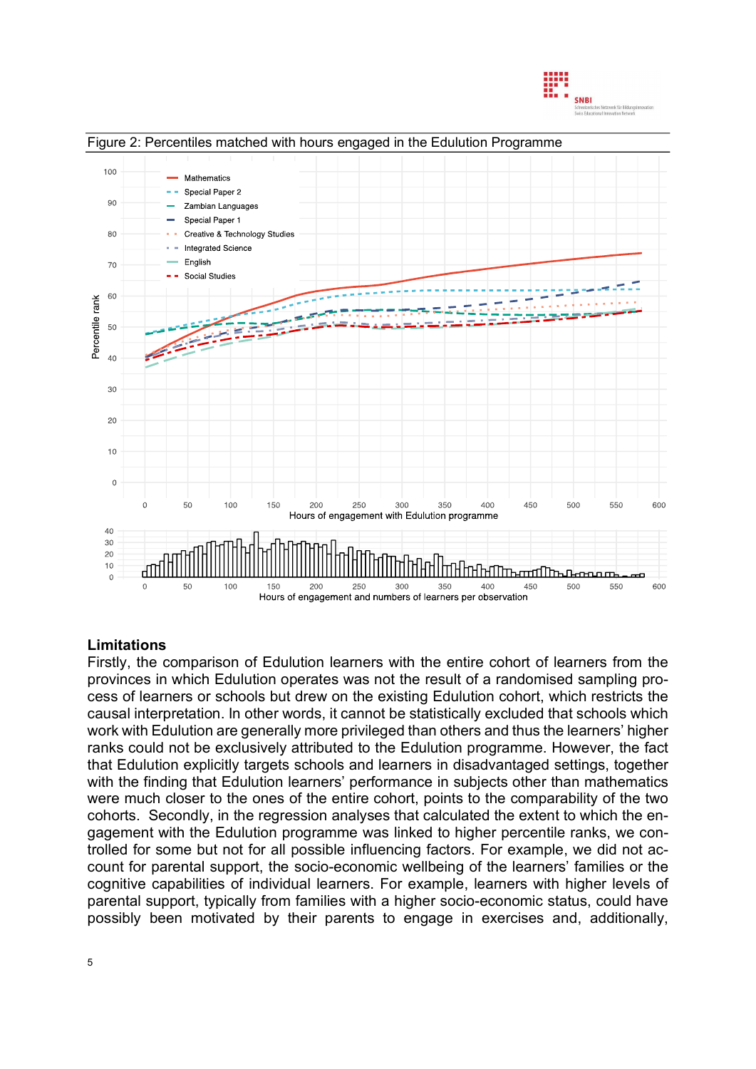Figure 2: Percentiles matched with hours engaged in the Edulution Programme

## Limitations

Firstly, the comparison of Edulution learners with the entire cohort of learners from the provinces in which Edulution operates was not the result of a randomised sampling process of learners or schools but drew on the existing Edulution cohort, which restricts the causal interpretation. In other words, it cannot be statistically excluded that schools which work with Edulution are generally more privileged than others and thus the learners' higher ranks could not be exclusively attributed to the Edulution programme. However, the fact that Edulution explicitly targets schools and learners in disadvantaged settings, together with the finding that Edulution learners' performance in subjects other than mathematics were much closer to the ones of the entire cohort, points to the comparability of the two cohorts. Secondly, in the regression analyses that calculated the extent to which the engagement with the Edulution programme was linked to higher percentile ranks, we controlled for some but not for all possible influencing factors. For example, we did not account for parental support, the socio-economic wellbeing of the learners' families or the cognitive capabilities of individual learners. For example, learners with higher levels of parental support, typically from families with a higher socio-economic status, could have possibly been motivated by their parents to engage in exercises and, additionally,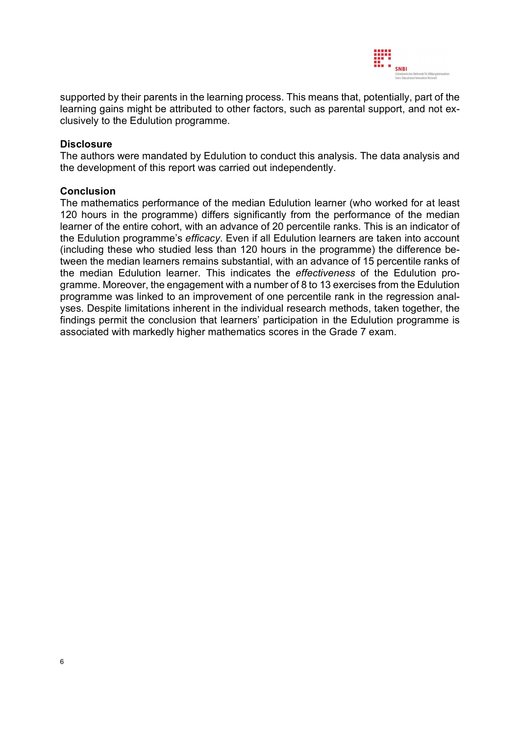supported by their parents in the learning process. This means that, potentially, part of the learning gains might be attributed to other factors, such as parental support, and not exclusively to the Edulution programme.

### Disclosure

The authors were mandated by Edulution to conduct this analysis. The data analysis and the development of this report was carried out independently.

### Conclusion

The mathematics performance of the median Edulution learner (who worked for at least 120 hours in the programme) differs significantly from the performance of the median learner of the entire cohort, with an advance of 20 percentile ranks. This is an indicator of the Edulution programme's *efficacy*. Even if all Edulution learners are taken into account (including these who studied less than 120 hours in the programme) the difference between the median learners remains substantial, with an advance of 15 percentile ranks of the median Edulution learner. This indicates the *effectiveness* of the Edulution programme. Moreover, the engagement with a number of 8 to 13 exercises from the Edulution programme was linked to an improvement of one percentile rank in the regression analyses. Despite limitations inherent in the individual research methods, taken together, the findings permit the conclusion that learners' participation in the Edulution programme is associated with markedly higher mathematics scores in the Grade 7 exam.